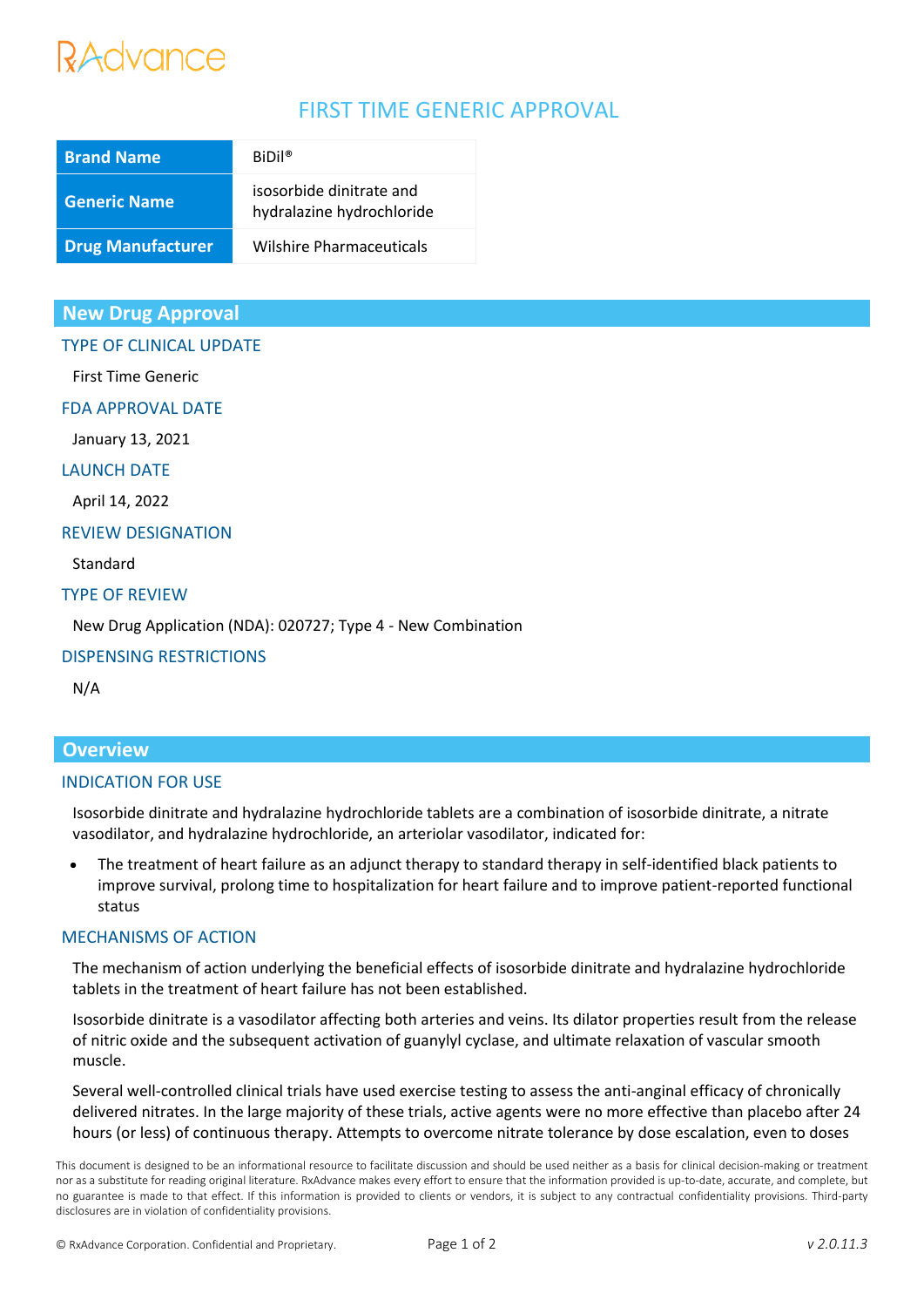RxAdvance

# FIRST TIME GENERIC APPROVAL

| Brand Name | BiDil® |
|---|---|
| Generic Name | isosorbide dinitrate and hydralazine hydrochloride |
| Drug Manufacturer | Wilshire Pharmaceuticals |

## New Drug Approval

### TYPE OF CLINICAL UPDATE

First Time Generic

### FDA APPROVAL DATE

January 13, 2021

### LAUNCH DATE

April 14, 2022

### REVIEW DESIGNATION

Standard

### TYPE OF REVIEW

New Drug Application (NDA): 020727; Type 4 - New Combination

### DISPENSING RESTRICTIONS

N/A

## Overview

### INDICATION FOR USE

Isosorbide dinitrate and hydralazine hydrochloride tablets are a combination of isosorbide dinitrate, a nitrate vasodilator, and hydralazine hydrochloride, an arteriolar vasodilator, indicated for:

- The treatment of heart failure as an adjunct therapy to standard therapy in self-identified black patients to improve survival, prolong time to hospitalization for heart failure and to improve patient-reported functional status

### MECHANISMS OF ACTION

The mechanism of action underlying the beneficial effects of isosorbide dinitrate and hydralazine hydrochloride tablets in the treatment of heart failure has not been established.

Isosorbide dinitrate is a vasodilator affecting both arteries and veins. Its dilator properties result from the release of nitric oxide and the subsequent activation of guanylyl cyclase, and ultimate relaxation of vascular smooth muscle.

Several well-controlled clinical trials have used exercise testing to assess the anti-anginal efficacy of chronically delivered nitrates. In the large majority of these trials, active agents were no more effective than placebo after 24 hours (or less) of continuous therapy. Attempts to overcome nitrate tolerance by dose escalation, even to doses

This document is designed to be an informational resource to facilitate discussion and should be used neither as a basis for clinical decision-making or treatment nor as a substitute for reading original literature. RxAdvance makes every effort to ensure that the information provided is up-to-date, accurate, and complete, but no guarantee is made to that effect. If this information is provided to clients or vendors, it is subject to any contractual confidentiality provisions. Third-party disclosures are in violation of confidentiality provisions.

© RxAdvance Corporation. Confidential and Proprietary. *v 2.0.11.3*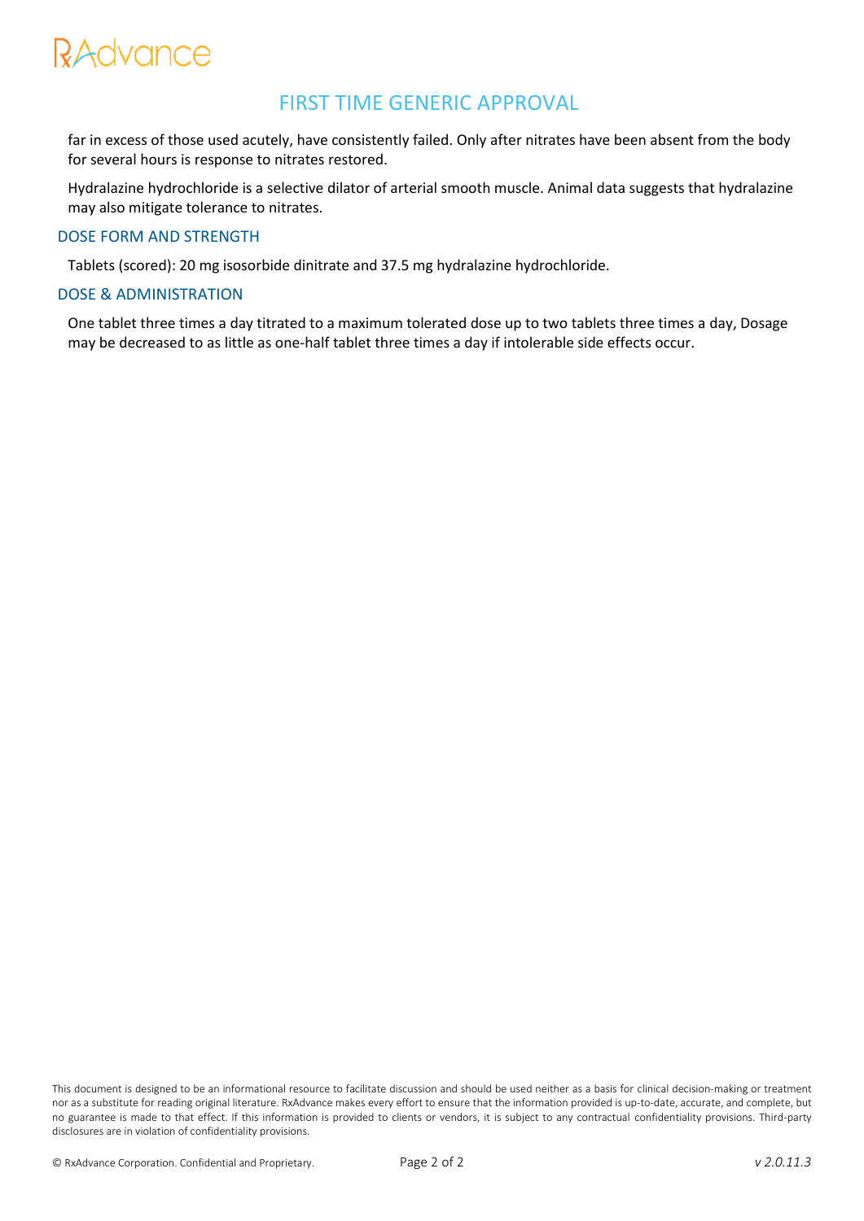far in excess of those used acutely, have consistently failed. Only after nitrates have been absent from the body for several hours is response to nitrates restored.

Hydralazine hydrochloride is a selective dilator of arterial smooth muscle. Animal data suggests that hydralazine may also mitigate tolerance to nitrates.

## DOSE FORM AND STRENGTH

Tablets (scored): 20 mg isosorbide dinitrate and 37.5 mg hydralazine hydrochloride.

## DOSE & ADMINISTRATION

One tablet three times a day titrated to a maximum tolerated dose up to two tablets three times a day, Dosage may be decreased to as little as one-half tablet three times a day if intolerable side effects occur.

This document is designed to be an informational resource to facilitate discussion and should be used neither as a basis for clinical decision-making or treatment nor as a substitute for reading original literature. RxAdvance makes every effort to ensure that the information provided is up-to-date, accurate, and complete, but no guarantee is made to that effect. If this information is provided to clients or vendors, it is subject to any contractual confidentiality provisions. Third-party disclosures are in violation of confidentiality provisions.